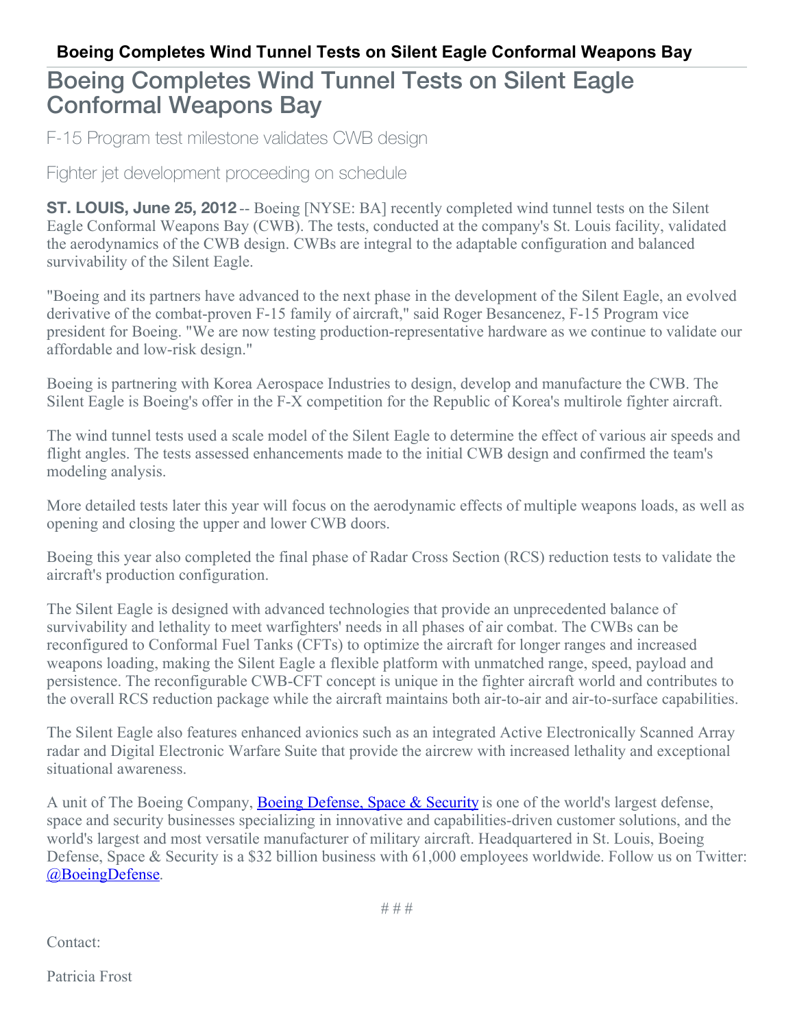# Boeing Completes Wind Tunnel Tests on Silent Eagle Conformal Weapons Bay

## Boeing Completes Wind Tunnel Tests on Silent Eagle Conformal Weapons Bay

F-15 Program test milestone validates CWB design

Fighter jet development proceeding on schedule

**ST. LOUIS, June 25, 2012** -- Boeing [NYSE: BA] recently completed wind tunnel tests on the Silent Eagle Conformal Weapons Bay (CWB). The tests, conducted at the company's St. Louis facility, validated the aerodynamics of the CWB design. CWBs are integral to the adaptable configuration and balanced survivability of the Silent Eagle.

"Boeing and its partners have advanced to the next phase in the development of the Silent Eagle, an evolved derivative of the combat-proven F-15 family of aircraft," said Roger Besancenez, F-15 Program vice president for Boeing. "We are now testing production-representative hardware as we continue to validate our affordable and low-risk design."

Boeing is partnering with Korea Aerospace Industries to design, develop and manufacture the CWB. The Silent Eagle is Boeing's offer in the F-X competition for the Republic of Korea's multirole fighter aircraft.

The wind tunnel tests used a scale model of the Silent Eagle to determine the effect of various air speeds and flight angles. The tests assessed enhancements made to the initial CWB design and confirmed the team's modeling analysis.

More detailed tests later this year will focus on the aerodynamic effects of multiple weapons loads, as well as opening and closing the upper and lower CWB doors.

Boeing this year also completed the final phase of Radar Cross Section (RCS) reduction tests to validate the aircraft's production configuration.

The Silent Eagle is designed with advanced technologies that provide an unprecedented balance of survivability and lethality to meet warfighters' needs in all phases of air combat. The CWBs can be reconfigured to Conformal Fuel Tanks (CFTs) to optimize the aircraft for longer ranges and increased weapons loading, making the Silent Eagle a flexible platform with unmatched range, speed, payload and persistence. The reconfigurable CWB-CFT concept is unique in the fighter aircraft world and contributes to the overall RCS reduction package while the aircraft maintains both air-to-air and air-to-surface capabilities.

The Silent Eagle also features enhanced avionics such as an integrated Active Electronically Scanned Array radar and Digital Electronic Warfare Suite that provide the aircrew with increased lethality and exceptional situational awareness.

A unit of The Boeing Company, [Boeing Defense, Space & Security] is one of the world's largest defense, space and security businesses specializing in innovative and capabilities-driven customer solutions, and the world's largest and most versatile manufacturer of military aircraft. Headquartered in St. Louis, Boeing Defense, Space & Security is a $32 billion business with 61,000 employees worldwide. Follow us on Twitter: @BoeingDefense.

# # #

Contact:

Patricia Frost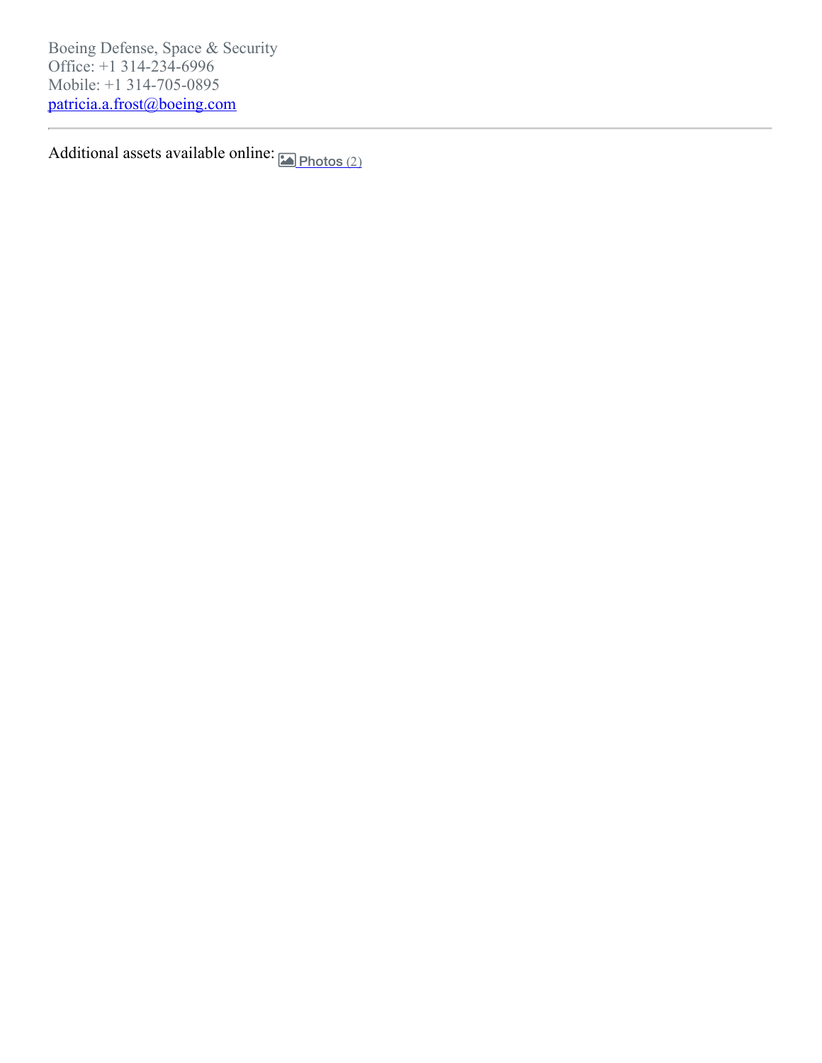Boeing Defense, Space & Security
Office: +1 314-234-6996
Mobile: +1 314-705-0895
patricia.a.frost@boeing.com

---

Additional assets available online: Photos (2)